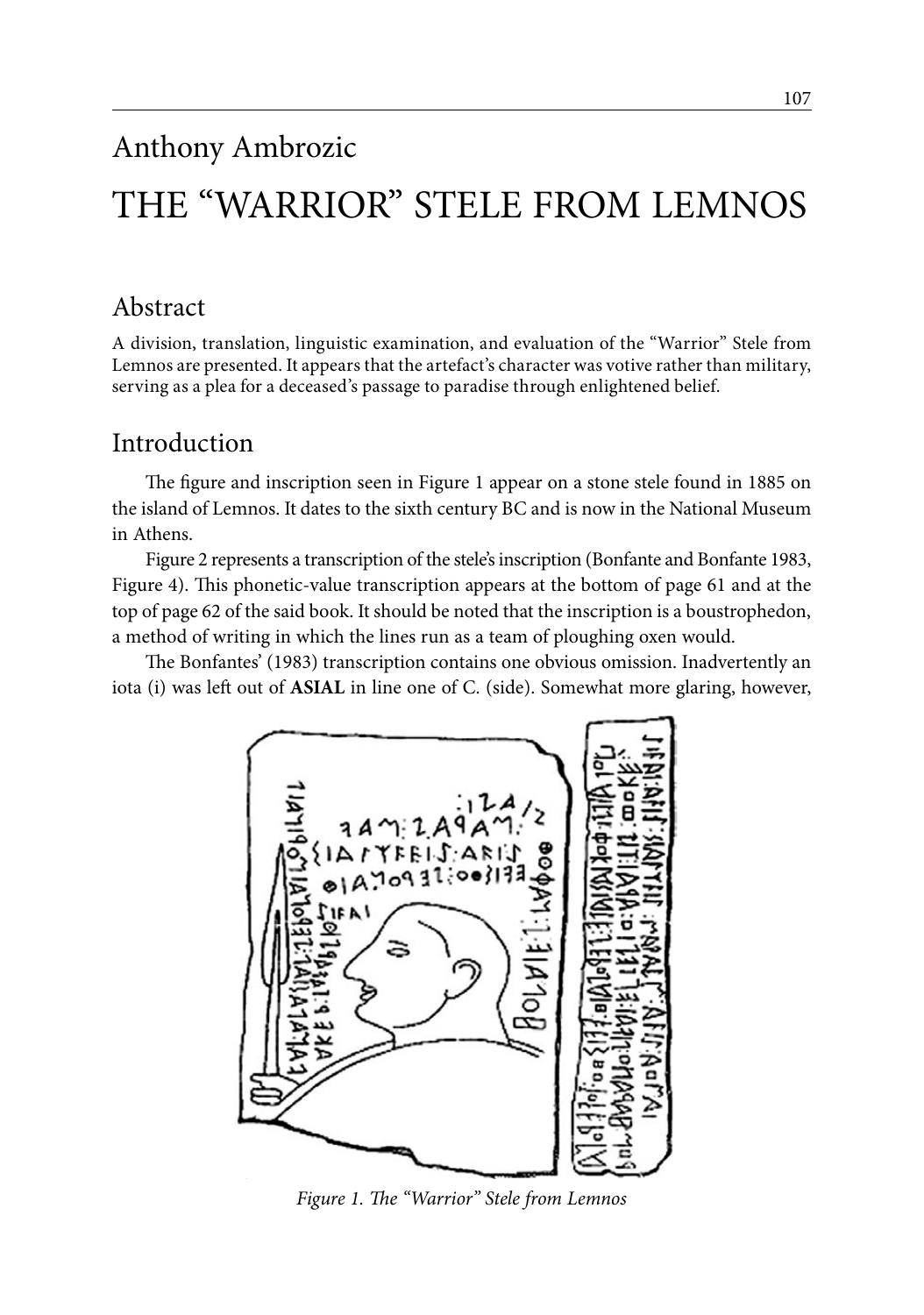Anthony Ambrozic

# THE "WARRIOR" STELE FROM LEMNOS

## Abstract

A division, translation, linguistic examination, and evaluation of the "Warrior" Stele from Lemnos are presented. It appears that the artefact's character was votive rather than military, serving as a plea for a deceased's passage to paradise through enlightened belief.

## Introduction

The figure and inscription seen in Figure 1 appear on a stone stele found in 1885 on the island of Lemnos. It dates to the sixth century BC and is now in the National Museum in Athens.

Figure 2 represents a transcription of the stele's inscription (Bonfante and Bonfante 1983, Figure 4). This phonetic-value transcription appears at the bottom of page 61 and at the top of page 62 of the said book. It should be noted that the inscription is a boustrophedon, a method of writing in which the lines run as a team of ploughing oxen would.

The Bonfantes' (1983) transcription contains one obvious omission. Inadvertently an iota (i) was left out of **ASIAL** in line one of C. (side). Somewhat more glaring, however,

*Figure 1. The "Warrior" Stele from Lemnos*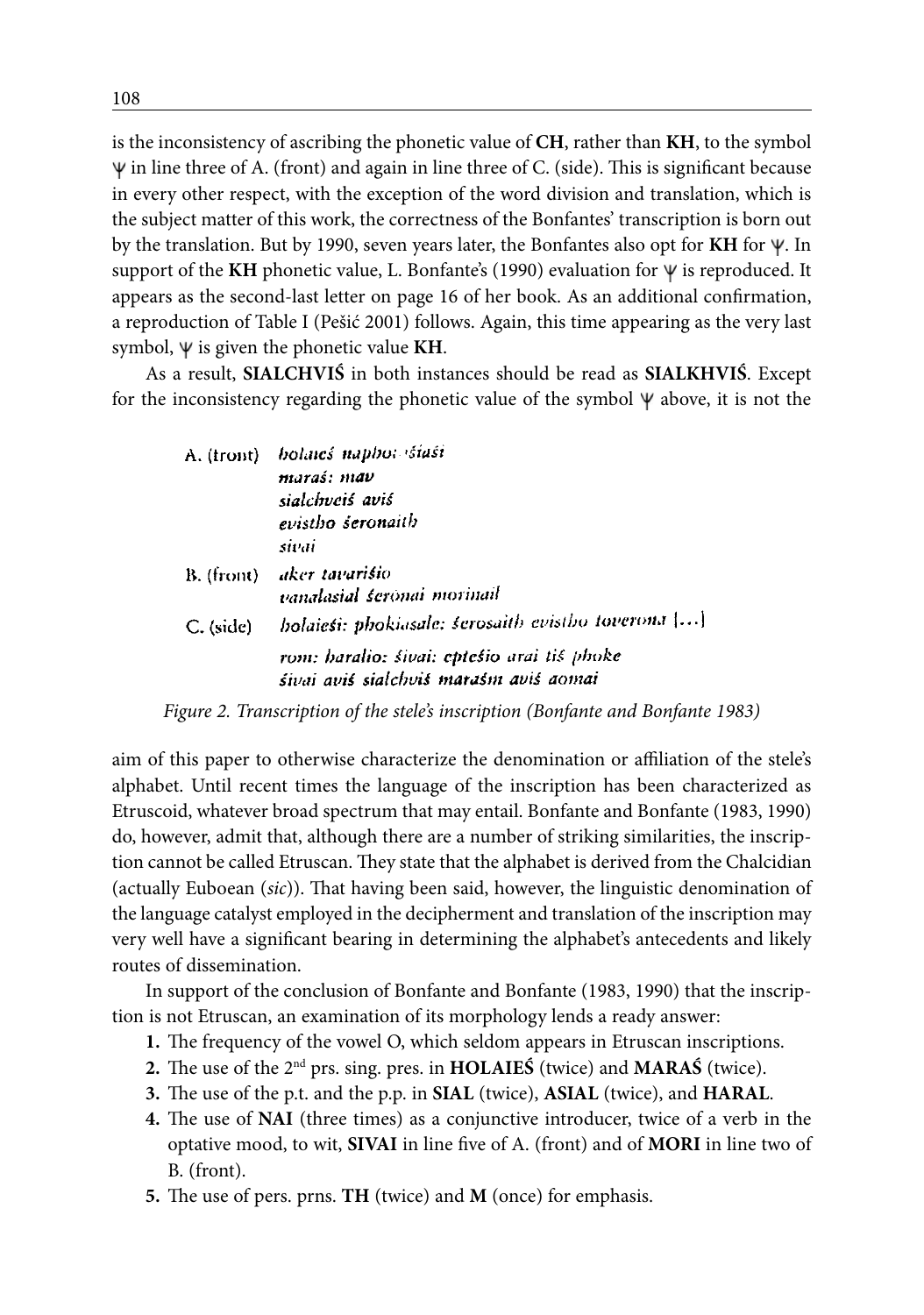is the inconsistency of ascribing the phonetic value of **CH**, rather than **KH**, to the symbol ψ in line three of A. (front) and again in line three of C. (side). This is significant because in every other respect, with the exception of the word division and translation, which is the subject matter of this work, the correctness of the Bonfantes' transcription is born out by the translation. But by 1990, seven years later, the Bonfantes also opt for **KH** for ψ. In support of the **KH** phonetic value, L. Bonfante's (1990) evaluation for ψ is reproduced. It appears as the second-last letter on page 16 of her book. As an additional confirmation, a reproduction of Table I (Pešić 2001) follows. Again, this time appearing as the very last symbol, ψ is given the phonetic value **KH**.

As a result, **SIALCHVIŚ** in both instances should be read as **SIALKHVIŚ**. Except for the inconsistency regarding the phonetic value of the symbol ψ above, it is not the

| | |
|---|---|
| A. (front) | *holaieś naphoθ śiaśi*<br>*maraś: mav*<br>*sialchveiś aviś*<br>*evistho śeronaith*<br>*sivai* |
| B. (front) | *aker tavaršio*<br>*vanalasial śeronai morinail* |
| C. (side) | *holaieśi: phokiasale: śerosaith evistho toverona* [...]<br>*rom: haralio: śivai: eptešio arai tiś phoke*<br>*śivai aviś sialchviś maraśm aviś aomai* |

*Figure 2. Transcription of the stele's inscription (Bonfante and Bonfante 1983)*

aim of this paper to otherwise characterize the denomination or affiliation of the stele's alphabet. Until recent times the language of the inscription has been characterized as Etruscoid, whatever broad spectrum that may entail. Bonfante and Bonfante (1983, 1990) do, however, admit that, although there are a number of striking similarities, the inscription cannot be called Etruscan. They state that the alphabet is derived from the Chalcidian (actually Euboean (*sic*)). That having been said, however, the linguistic denomination of the language catalyst employed in the decipherment and translation of the inscription may very well have a significant bearing in determining the alphabet's antecedents and likely routes of dissemination.

In support of the conclusion of Bonfante and Bonfante (1983, 1990) that the inscription is not Etruscan, an examination of its morphology lends a ready answer:

1. The frequency of the vowel O, which seldom appears in Etruscan inscriptions.
2. The use of the 2nd prs. sing. pres. in **HOLAIEŚ** (twice) and **MARAŚ** (twice).
3. The use of the p.t. and the p.p. in **SIAL** (twice), **ASIAL** (twice), and **HARAL**.
4. The use of **NAI** (three times) as a conjunctive introducer, twice of a verb in the optative mood, to wit, **SIVAI** in line five of A. (front) and of **MORI** in line two of B. (front).
5. The use of pers. prns. **TH** (twice) and **M** (once) for emphasis.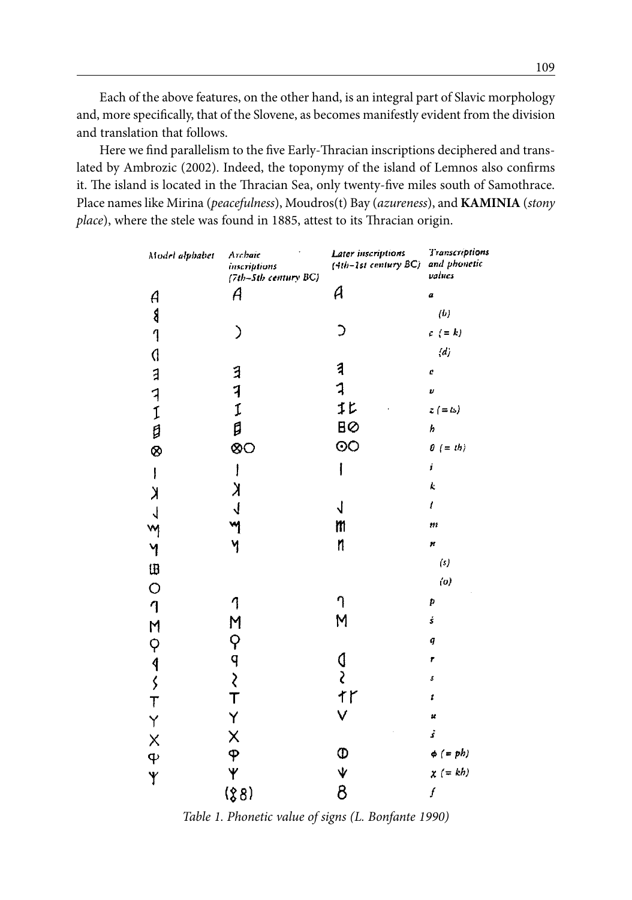Each of the above features, on the other hand, is an integral part of Slavic morphology and, more specifically, that of the Slovene, as becomes manifestly evident from the division and translation that follows.

Here we find parallelism to the five Early-Thracian inscriptions deciphered and translated by Ambrozic (2002). Indeed, the toponymy of the island of Lemnos also confirms it. The island is located in the Thracian Sea, only twenty-five miles south of Samothrace. Place names like Mirina (*peacefulness*), Moudros(t) Bay (*azureness*), and **KAMINIA** (*stony place*), where the stele was found in 1885, attest to its Thracian origin.

| Model alphabet | Archaic inscriptions (7th–5th century BC) | Later inscriptions (4th–1st century BC) | Transcriptions and phonetic values |
|---|---|---|---|
| 𐌀 | 𐌀 | 𐌀 | a |
| 𐌁 | | | (b) |
| 𐌂 | ) | Ↄ | c (= k) |
| 𐌃 | | | (d) |
| 𐌄 | 𐌄 | 𐌄 | e |
| 𐌅 | 𐌅 | 𐌅 | v |
| 𐌆 | 𐌆 | 𐌆 Ⱶ | z (= ts) |
| 𐌇 | 𐌇 | B ⊘ | h |
| ⊗ | ⊗ O | ⊙ O | θ (= th) |
| I | I | I | i |
| 𐌊 | 𐌊 | | k |
| 𐌋 | 𐌋 | 𐌋 | l |
| 𐌌 | 𐌌 | 𐌌 | m |
| 𐌍 | 𐌍 | 𐌍 | n |
| 𐌎 | | | (s) |
| O | | | (o) |
| 𐌐 | 𐌐 | 𐌐 | p |
| M | M | M | ś |
| Ϙ | Ϙ | | q |
| 𐌓 | 𐌓 | 𐌓 | r |
| 𐌔 | 𐌔 | 𐌔 | s |
| T | T | 𐌕 Ⱶ | t |
| Y | Y | V | u |
| X | X | | ś |
| Φ | Φ | Φ | φ (= ph) |
| Ψ | Ψ | Ψ | χ (= kh) |
| | (𐌁8) | 8 | f |

*Table 1. Phonetic value of signs (L. Bonfante 1990)*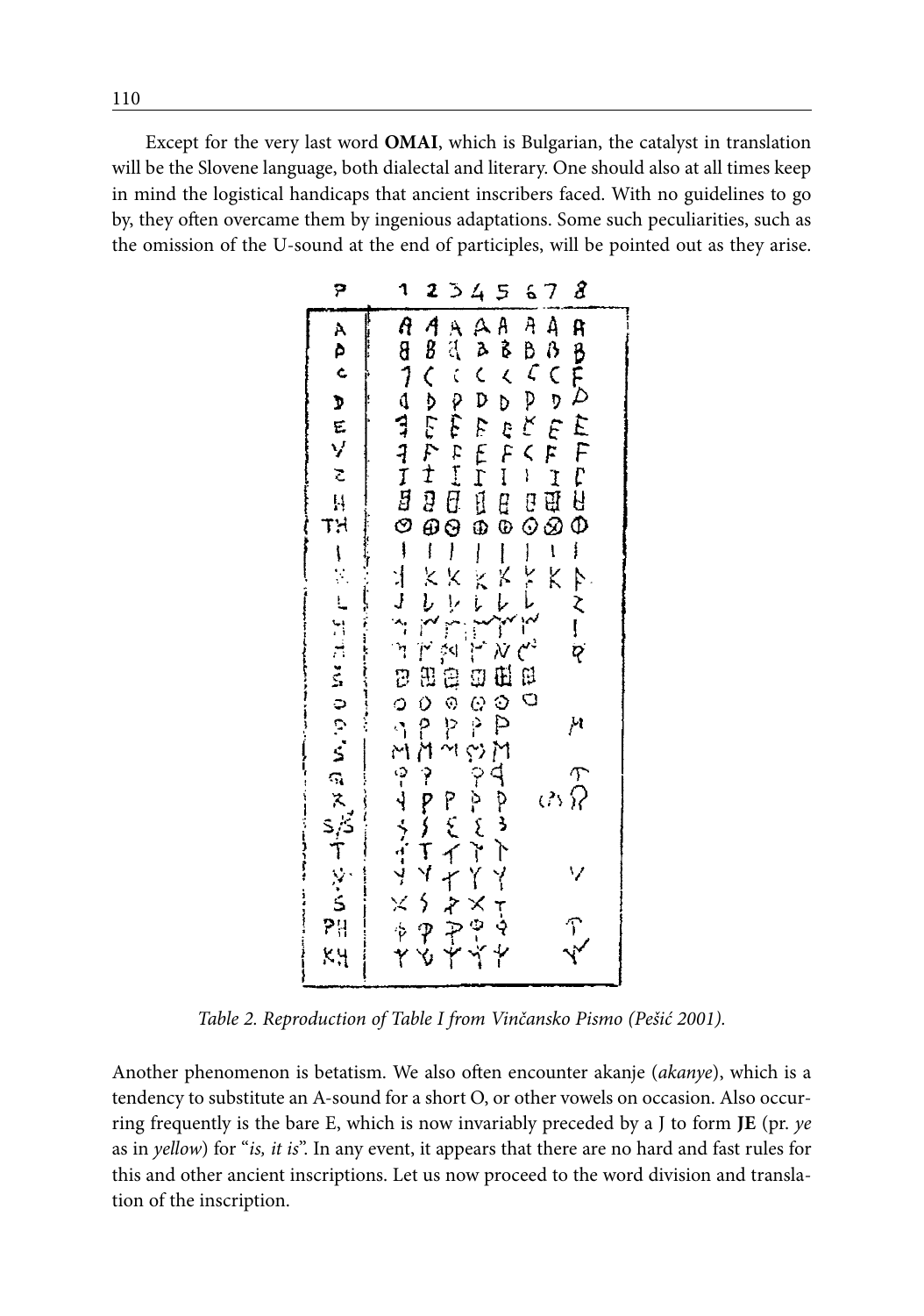Except for the very last word **OMAI**, which is Bulgarian, the catalyst in translation will be the Slovene language, both dialectal and literary. One should also at all times keep in mind the logistical handicaps that ancient inscribers faced. With no guidelines to go by, they often overcame them by ingenious adaptations. Some such peculiarities, such as the omission of the U-sound at the end of participles, will be pointed out as they arise.

*Table 2. Reproduction of Table I from Vinčansko Pismo (Pešić 2001).*

Another phenomenon is betatism. We also often encounter akanje (*akanye*), which is a tendency to substitute an A-sound for a short O, or other vowels on occasion. Also occurring frequently is the bare E, which is now invariably preceded by a J to form **JE** (pr. *ye* as in *yellow*) for "*is, it is*". In any event, it appears that there are no hard and fast rules for this and other ancient inscriptions. Let us now proceed to the word division and translation of the inscription.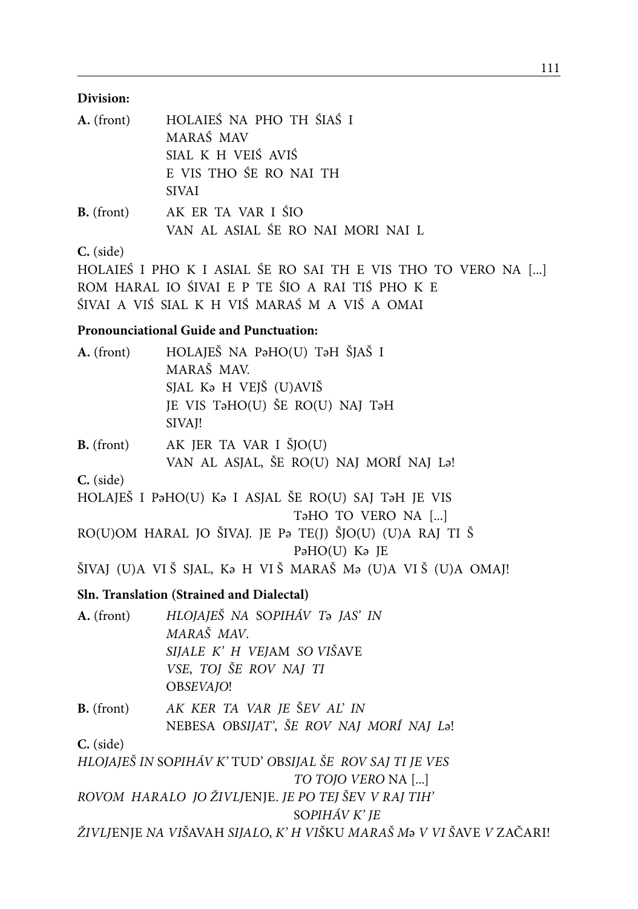**Division:**

**A.** (front) HOLAIEŚ NA PHO TH ŚIAŚ I
MARAŚ MAV
SIAL K H VEIŚ AVIŚ
E VIS THO ŚE RO NAI TH
SIVAI

**B.** (front) AK ER TA VAR I ŚIO
VAN AL ASIAL ŚE RO NAI MORI NAI L

**C.** (side)

HOLAIEŚ I PHO K I ASIAL ŚE RO SAI TH E VIS THO TO VERO NA [...]
ROM HARAL IO ŚIVAI E P TE ŚIO A RAI TIŚ PHO K E
ŚIVAI A VIŚ SIAL K H VIŚ MARAŚ M A VIŚ A OMAI

**Pronounciational Guide and Punctuation:**

**A.** (front) HOLAJEŠ NA PəHO(U) TəH ŠJAŠ I
MARAŠ MAV.
SJAL Kə H VEJŠ (U)AVIŠ
JE VIS TəHO(U) ŠE RO(U) NAJ TəH
SIVAJ!

**B.** (front) AK JER TA VAR I ŠJO(U)
VAN AL ASJAL, ŠE RO(U) NAJ MORÍ NAJ Lə!

**C.** (side)

HOLAJEŠ I PəHO(U) Kə I ASJAL ŠE RO(U) SAJ TəH JE VIS
TəHO TO VERO NA [...]
RO(U)OM HARAL JO ŠIVAJ. JE Pə TE(J) ŠJO(U) (U)A RAJ TI Š
PəHO(U) Kə JE
ŠIVAJ (U)A VI Š SJAL, Kə H VI Š MARAŠ Mə (U)A VI Š (U)A OMAJ!

**Sln. Translation (Strained and Dialectal)**

**A.** (front) *HLOJAJEŠ NA* SO*PIHÁV Tə JAS' IN*
*MARAŠ MAV*.
*SIJALE K' H VEJ*AM *SO VIŠ*AVE
*VSE*, *TOJ ŠE ROV NAJ TI*
OB*SEVAJO*!

**B.** (front) *AK KER TA VAR JE* Š*EV AL' IN*
NEBESA *OBSIJAT'*, *ŠE ROV NAJ MORÍ NAJ L*ə!

**C.** (side)

*HLOJAJEŠ IN* SO*PIHÁV K'* TUD' *OBSIJAL ŠE ROV SAJ TI JE VES*
*TO TOJO VERO* NA [...]
*ROVOM HARALO JO ŽIVLJ*ENJE. *JE PO TEJ ŠEV V RAJ TIH'*
SO*PIHÁV K' JE*
*ŽIVLJ*ENJE *NA VIŠ*AVAH *SIJALO*, *K' H VIŠ*KU *MARAŠ M*ə *V VI* ŠAVE *V* ZAČARI!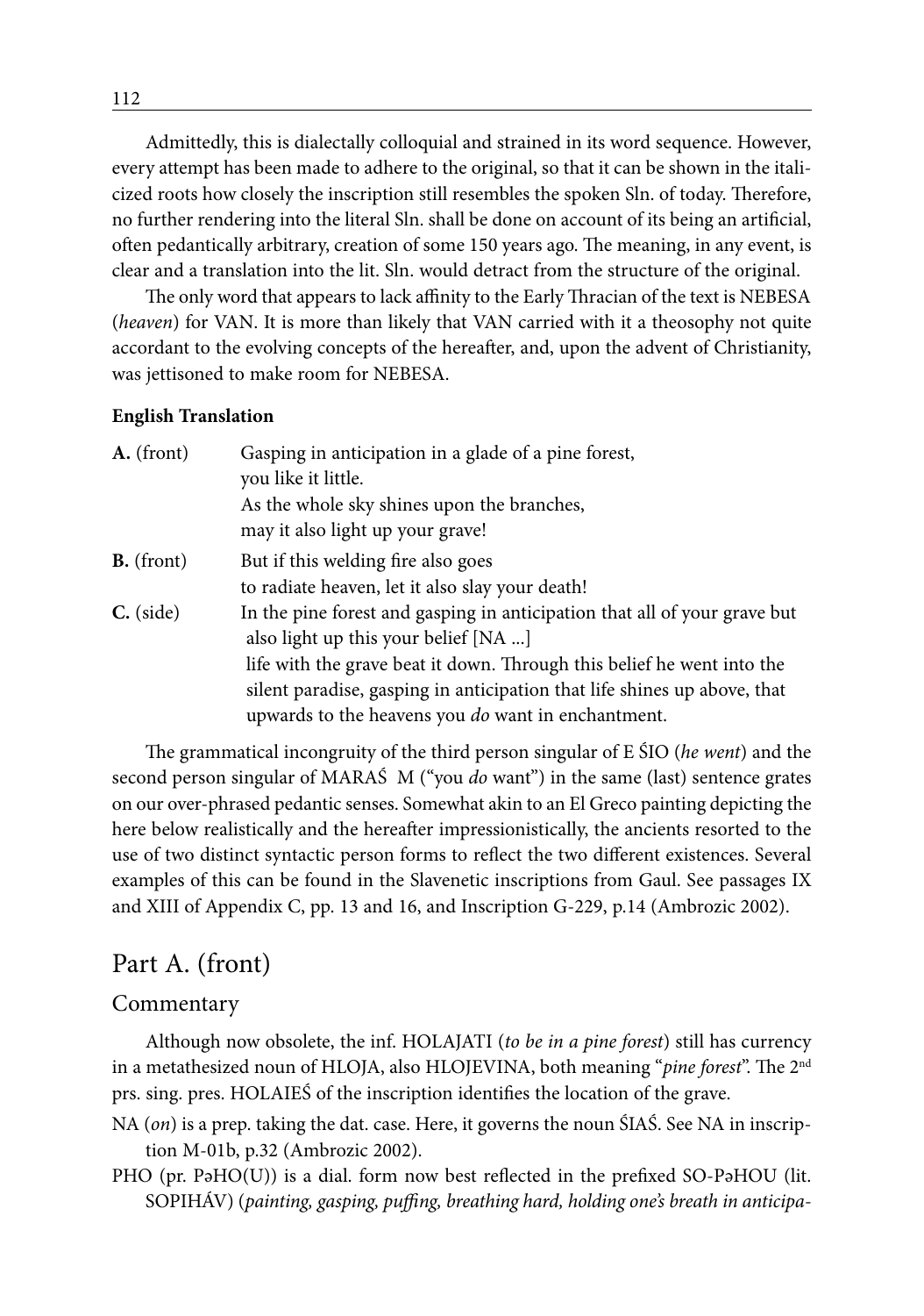Admittedly, this is dialectally colloquial and strained in its word sequence. However, every attempt has been made to adhere to the original, so that it can be shown in the italicized roots how closely the inscription still resembles the spoken Sln. of today. Therefore, no further rendering into the literal Sln. shall be done on account of its being an artificial, often pedantically arbitrary, creation of some 150 years ago. The meaning, in any event, is clear and a translation into the lit. Sln. would detract from the structure of the original.

The only word that appears to lack affinity to the Early Thracian of the text is NEBESA (*heaven*) for VAN. It is more than likely that VAN carried with it a theosophy not quite accordant to the evolving concepts of the hereafter, and, upon the advent of Christianity, was jettisoned to make room for NEBESA.

**English Translation**

**A.** (front) Gasping in anticipation in a glade of a pine forest,
you like it little.
As the whole sky shines upon the branches,
may it also light up your grave!

**B.** (front) But if this welding fire also goes
to radiate heaven, let it also slay your death!

**C.** (side) In the pine forest and gasping in anticipation that all of your grave but also light up this your belief [NA ...]
life with the grave beat it down. Through this belief he went into the silent paradise, gasping in anticipation that life shines up above, that upwards to the heavens you *do* want in enchantment.

The grammatical incongruity of the third person singular of E ŚIO (*he went*) and the second person singular of MARAŚ M ("you *do* want") in the same (last) sentence grates on our over-phrased pedantic senses. Somewhat akin to an El Greco painting depicting the here below realistically and the hereafter impressionistically, the ancients resorted to the use of two distinct syntactic person forms to reflect the two different existences. Several examples of this can be found in the Slavenetic inscriptions from Gaul. See passages IX and XIII of Appendix C, pp. 13 and 16, and Inscription G-229, p.14 (Ambrozic 2002).

## Part A. (front)

### Commentary

Although now obsolete, the inf. HOLAJATI (*to be in a pine forest*) still has currency in a metathesized noun of HLOJA, also HLOJEVINA, both meaning "*pine forest*". The 2nd prs. sing. pres. HOLAIEŚ of the inscription identifies the location of the grave.

NA (*on*) is a prep. taking the dat. case. Here, it governs the noun ŚIAŚ. See NA in inscription M-01b, p.32 (Ambrozic 2002).

PHO (pr. PəHO(U)) is a dial. form now best reflected in the prefixed SO-PəHOU (lit. SOPIHÁV) (*painting, gasping, puffing, breathing hard, holding one's breath in anticipa-*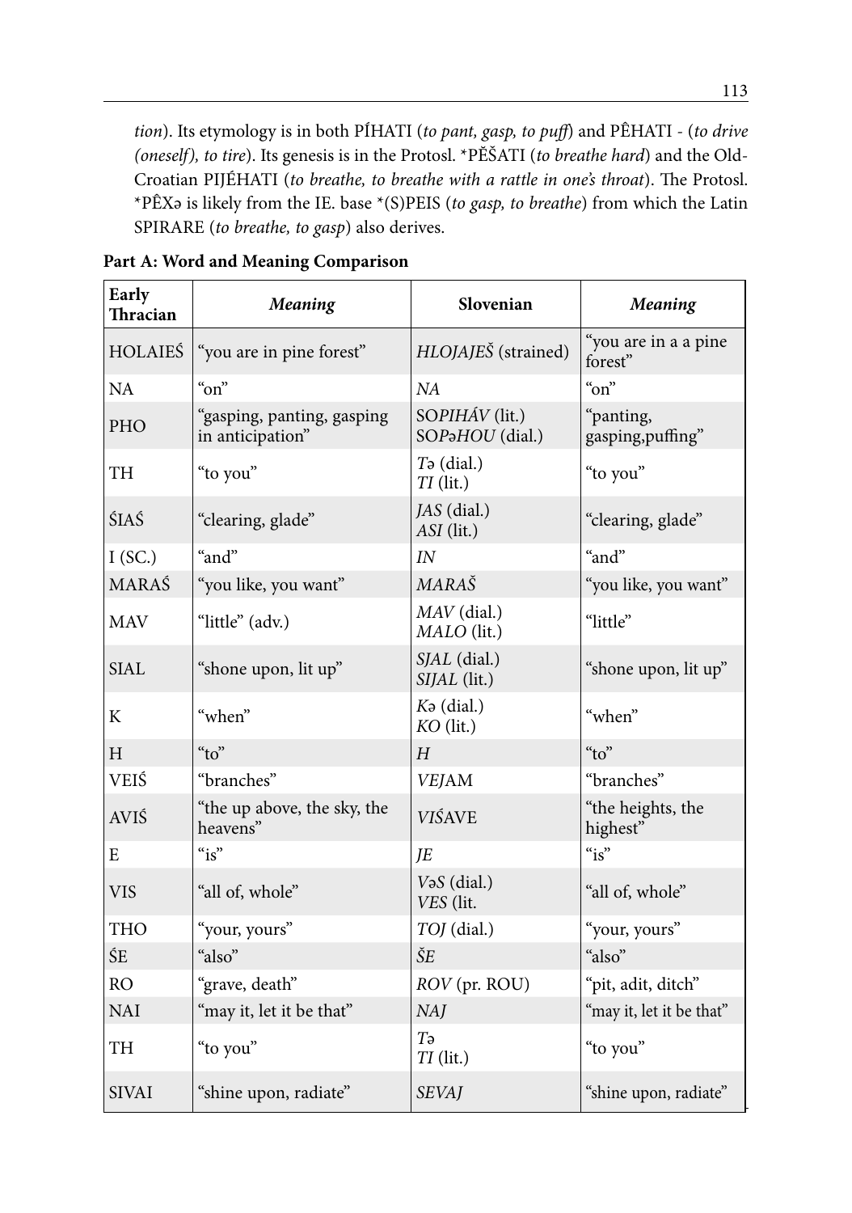*tion*). Its etymology is in both PÍHATI (*to pant, gasp, to puff*) and PÊHATI - (*to drive (oneself), to tire*). Its genesis is in the Protosl. *PĚŠATI (*to breathe hard*) and the Old-Croatian PIJÉHATI (*to breathe, to breathe with a rattle in one's throat*). The Protosl. *PÊXə is likely from the IE. base *(S)PEIS (*to gasp, to breathe*) from which the Latin SPIRARE (*to breathe, to gasp*) also derives.

**Part A: Word and Meaning Comparison**

| Early Thracian | *Meaning* | Slovenian | *Meaning* |
|---|---|---|---|
| HOLAIEŚ | "you are in pine forest" | *HLOJAJEŠ* (strained) | "you are in a a pine forest" |
| NA | "on" | *NA* | "on" |
| PHO | "gasping, panting, gasping in anticipation" | SO*PIHÁV* (lit.)<br>SO*PəHOU* (dial.) | "panting, gasping,puffing" |
| TH | "to you" | *Tə* (dial.)<br>*TI* (lit.) | "to you" |
| ŚIAŚ | "clearing, glade" | *JAS* (dial.)<br>*ASI* (lit.) | "clearing, glade" |
| I (SC.) | "and" | *IN* | "and" |
| MARAŚ | "you like, you want" | *MARAŠ* | "you like, you want" |
| MAV | "little" (adv.) | *MAV* (dial.)<br>*MALO* (lit.) | "little" |
| SIAL | "shone upon, lit up" | *SJAL* (dial.)<br>*SIJAL* (lit.) | "shone upon, lit up" |
| K | "when" | *Kə* (dial.)<br>*KO* (lit.) | "when" |
| H | "to" | *H* | "to" |
| VEIŚ | "branches" | *VEJ*AM | "branches" |
| AVIŚ | "the up above, the sky, the heavens" | *VIŚ*AVE | "the heights, the highest" |
| E | "is" | *JE* | "is" |
| VIS | "all of, whole" | *VəS* (dial.)<br>*VES* (lit. | "all of, whole" |
| THO | "your, yours" | *TOJ* (dial.) | "your, yours" |
| ŚE | "also" | *ŠE* | "also" |
| RO | "grave, death" | *ROV* (pr. ROU) | "pit, adit, ditch" |
| NAI | "may it, let it be that" | *NAJ* | "may it, let it be that" |
| TH | "to you" | *Tə*<br>*TI* (lit.) | "to you" |
| SIVAI | "shine upon, radiate" | *SEVAJ* | "shine upon, radiate" |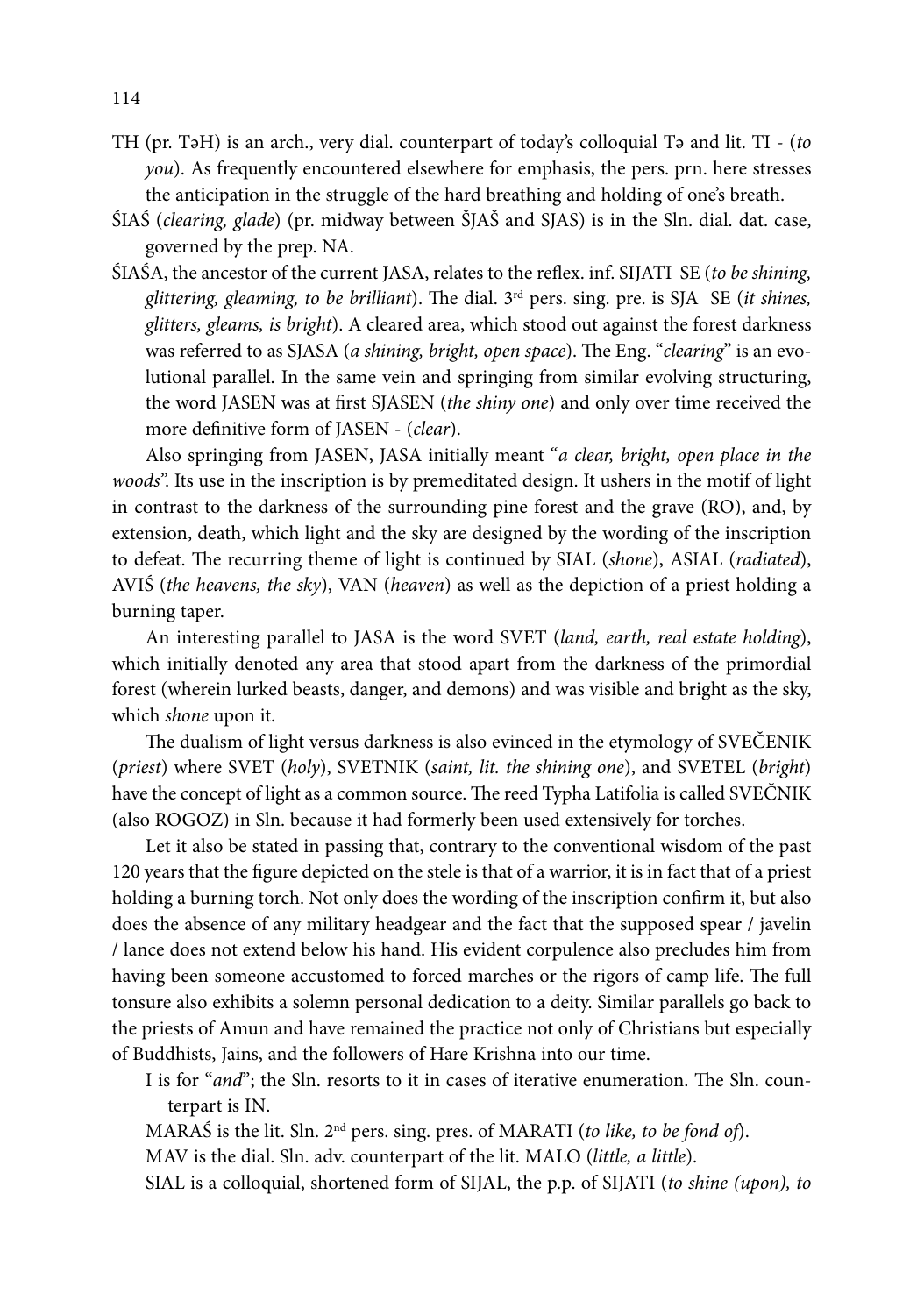TH (pr. TəH) is an arch., very dial. counterpart of today's colloquial Tə and lit. TI - (*to you*). As frequently encountered elsewhere for emphasis, the pers. prn. here stresses the anticipation in the struggle of the hard breathing and holding of one's breath.

ŚIAŚ (*clearing, glade*) (pr. midway between ŠJAŠ and SJAS) is in the Sln. dial. dat. case, governed by the prep. NA.

ŚIAŚA, the ancestor of the current JASA, relates to the reflex. inf. SIJATI SE (*to be shining, glittering, gleaming, to be brilliant*). The dial. 3rd pers. sing. pre. is SJA SE (*it shines, glitters, gleams, is bright*). A cleared area, which stood out against the forest darkness was referred to as SJASA (*a shining, bright, open space*). The Eng. "*clearing*" is an evolutional parallel. In the same vein and springing from similar evolving structuring, the word JASEN was at first SJASEN (*the shiny one*) and only over time received the more definitive form of JASEN - (*clear*).

Also springing from JASEN, JASA initially meant "*a clear, bright, open place in the woods*". Its use in the inscription is by premeditated design. It ushers in the motif of light in contrast to the darkness of the surrounding pine forest and the grave (RO), and, by extension, death, which light and the sky are designed by the wording of the inscription to defeat. The recurring theme of light is continued by SIAL (*shone*), ASIAL (*radiated*), AVIŚ (*the heavens, the sky*), VAN (*heaven*) as well as the depiction of a priest holding a burning taper.

An interesting parallel to JASA is the word SVET (*land, earth, real estate holding*), which initially denoted any area that stood apart from the darkness of the primordial forest (wherein lurked beasts, danger, and demons) and was visible and bright as the sky, which *shone* upon it.

The dualism of light versus darkness is also evinced in the etymology of SVEČENIK (*priest*) where SVET (*holy*), SVETNIK (*saint, lit. the shining one*), and SVETEL (*bright*) have the concept of light as a common source. The reed Typha Latifolia is called SVEČNIK (also ROGOZ) in Sln. because it had formerly been used extensively for torches.

Let it also be stated in passing that, contrary to the conventional wisdom of the past 120 years that the figure depicted on the stele is that of a warrior, it is in fact that of a priest holding a burning torch. Not only does the wording of the inscription confirm it, but also does the absence of any military headgear and the fact that the supposed spear / javelin / lance does not extend below his hand. His evident corpulence also precludes him from having been someone accustomed to forced marches or the rigors of camp life. The full tonsure also exhibits a solemn personal dedication to a deity. Similar parallels go back to the priests of Amun and have remained the practice not only of Christians but especially of Buddhists, Jains, and the followers of Hare Krishna into our time.

I is for "*and*"; the Sln. resorts to it in cases of iterative enumeration. The Sln. counterpart is IN.

MARAŚ is the lit. Sln. 2nd pers. sing. pres. of MARATI (*to like, to be fond of*).

MAV is the dial. Sln. adv. counterpart of the lit. MALO (*little, a little*).

SIAL is a colloquial, shortened form of SIJAL, the p.p. of SIJATI (*to shine (upon), to*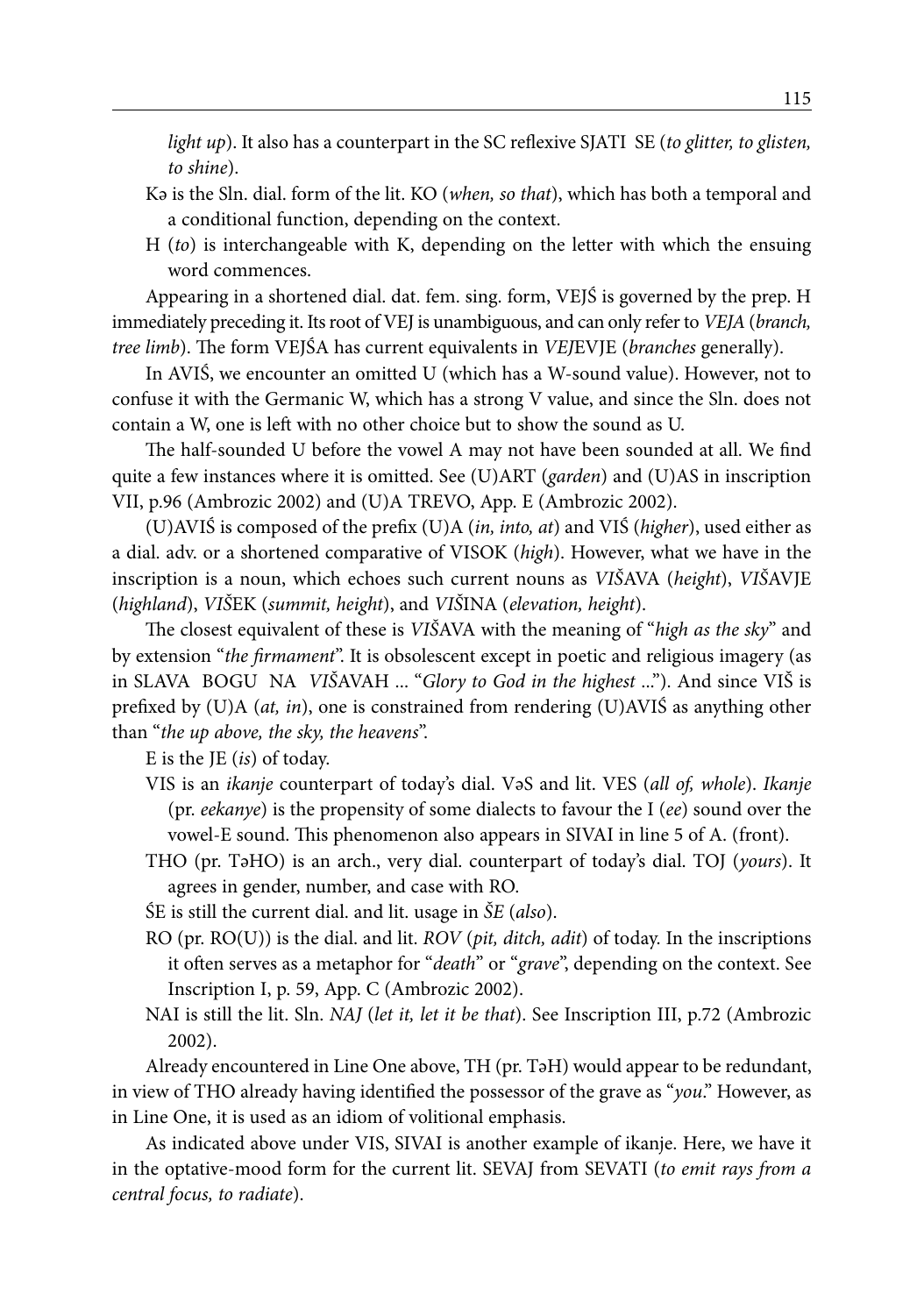*light up*). It also has a counterpart in the SC reflexive SJATI SE (*to glitter, to glisten, to shine*).

Kə is the Sln. dial. form of the lit. KO (*when, so that*), which has both a temporal and a conditional function, depending on the context.

H (*to*) is interchangeable with K, depending on the letter with which the ensuing word commences.

Appearing in a shortened dial. dat. fem. sing. form, VEJŚ is governed by the prep. H immediately preceding it. Its root of VEJ is unambiguous, and can only refer to *VEJA* (*branch, tree limb*). The form VEJŚA has current equivalents in *VEJ*EVJE (*branches* generally).

In AVIŚ, we encounter an omitted U (which has a W-sound value). However, not to confuse it with the Germanic W, which has a strong V value, and since the Sln. does not contain a W, one is left with no other choice but to show the sound as U.

The half-sounded U before the vowel A may not have been sounded at all. We find quite a few instances where it is omitted. See (U)ART (*garden*) and (U)AS in inscription VII, p.96 (Ambrozic 2002) and (U)A TREVO, App. E (Ambrozic 2002).

(U)AVIŚ is composed of the prefix (U)A (*in, into, at*) and VIŚ (*higher*), used either as a dial. adv. or a shortened comparative of VISOK (*high*). However, what we have in the inscription is a noun, which echoes such current nouns as *VIŠ*AVA (*height*), *VIŠ*AVJE (*highland*), *VIŠ*EK (*summit, height*), and *VIŠ*INA (*elevation, height*).

The closest equivalent of these is *VIŠ*AVA with the meaning of "*high as the sky*" and by extension "*the firmament*". It is obsolescent except in poetic and religious imagery (as in SLAVA BOGU NA *VIŠ*AVAH ... "*Glory to God in the highest* ..."). And since VIŠ is prefixed by (U)A (*at, in*), one is constrained from rendering (U)AVIŚ as anything other than "*the up above, the sky, the heavens*".

E is the JE (*is*) of today.

VIS is an *ikanje* counterpart of today's dial. VəS and lit. VES (*all of, whole*). *Ikanje* (pr. *eekanye*) is the propensity of some dialects to favour the I (*ee*) sound over the vowel-E sound. This phenomenon also appears in SIVAI in line 5 of A. (front).

THO (pr. TəHO) is an arch., very dial. counterpart of today's dial. TOJ (*yours*). It agrees in gender, number, and case with RO.

ŚE is still the current dial. and lit. usage in *ŠE* (*also*).

RO (pr. RO(U)) is the dial. and lit. *ROV* (*pit, ditch, adit*) of today. In the inscriptions it often serves as a metaphor for "*death*" or "*grave*", depending on the context. See Inscription I, p. 59, App. C (Ambrozic 2002).

NAI is still the lit. Sln. *NAJ* (*let it, let it be that*). See Inscription III, p.72 (Ambrozic 2002).

Already encountered in Line One above, TH (pr. TəH) would appear to be redundant, in view of THO already having identified the possessor of the grave as "*you*." However, as in Line One, it is used as an idiom of volitional emphasis.

As indicated above under VIS, SIVAI is another example of ikanje. Here, we have it in the optative-mood form for the current lit. SEVAJ from SEVATI (*to emit rays from a central focus, to radiate*).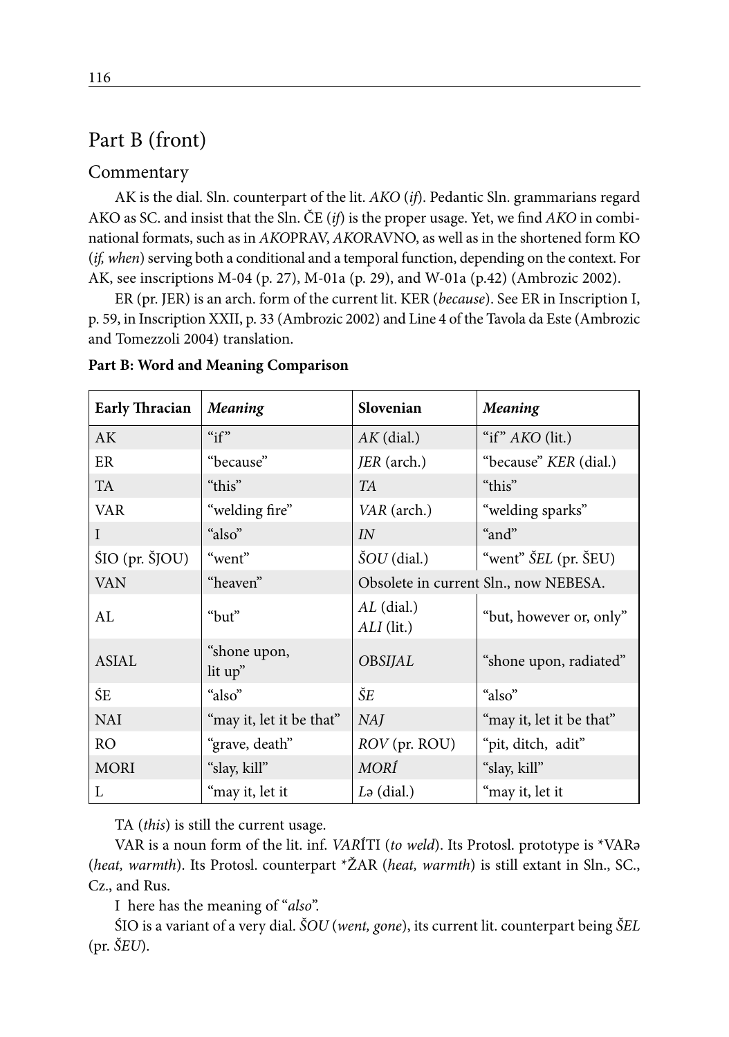## Part B (front)

### Commentary

AK is the dial. Sln. counterpart of the lit. *AKO* (*if*). Pedantic Sln. grammarians regard AKO as SC. and insist that the Sln. ČE (*if*) is the proper usage. Yet, we find *AKO* in combinational formats, such as in *AKO*PRAV, *AKO*RAVNO, as well as in the shortened form KO (*if, when*) serving both a conditional and a temporal function, depending on the context. For AK, see inscriptions M-04 (p. 27), M-01a (p. 29), and W-01a (p.42) (Ambrozic 2002).

ER (pr. JER) is an arch. form of the current lit. KER (*because*). See ER in Inscription I, p. 59, in Inscription XXII, p. 33 (Ambrozic 2002) and Line 4 of the Tavola da Este (Ambrozic and Tomezzoli 2004) translation.

**Part B: Word and Meaning Comparison**

| Early Thracian | *Meaning* | Slovenian | *Meaning* |
|---|---|---|---|
| AK | "if" | *AK* (dial.) | "if" *AKO* (lit.) |
| ER | "because" | *JER* (arch.) | "because" *KER* (dial.) |
| TA | "this" | *TA* | "this" |
| VAR | "welding fire" | *VAR* (arch.) | "welding sparks" |
| I | "also" | *IN* | "and" |
| ŚIO (pr. ŠJOU) | "went" | *ŠOU* (dial.) | "went" *ŠEL* (pr. ŠEU) |
| VAN | "heaven" | Obsolete in current Sln., now NEBESA. | |
| AL | "but" | *AL* (dial.) *ALI* (lit.) | "but, however or, only" |
| ASIAL | "shone upon, lit up" | *OBSIJAL* | "shone upon, radiated" |
| ŚE | "also" | *ŠE* | "also" |
| NAI | "may it, let it be that" | *NAJ* | "may it, let it be that" |
| RO | "grave, death" | *ROV* (pr. ROU) | "pit, ditch, adit" |
| MORI | "slay, kill" | *MORÍ* | "slay, kill" |
| L | "may it, let it | *Lə* (dial.) | "may it, let it |

TA (*this*) is still the current usage.

VAR is a noun form of the lit. inf. *VARÍ*TI (*to weld*). Its Protosl. prototype is *VARə (*heat, warmth*). Its Protosl. counterpart *ŽAR (*heat, warmth*) is still extant in Sln., SC., Cz., and Rus.

I here has the meaning of "*also*".

ŚIO is a variant of a very dial. *ŠOU* (*went, gone*), its current lit. counterpart being *ŠEL* (pr. *ŠEU*).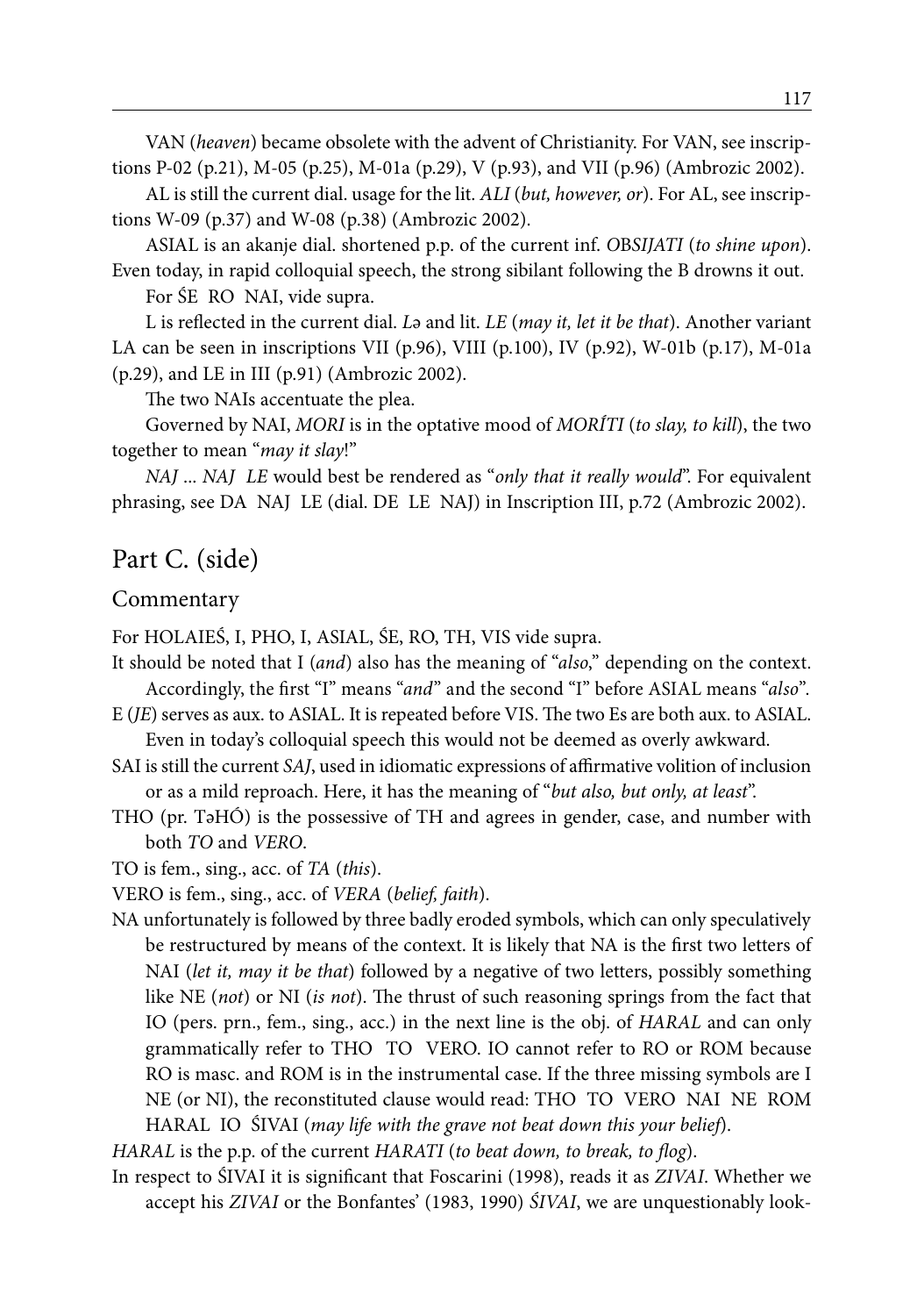VAN (*heaven*) became obsolete with the advent of Christianity. For VAN, see inscriptions P-02 (p.21), M-05 (p.25), M-01a (p.29), V (p.93), and VII (p.96) (Ambrozic 2002).

AL is still the current dial. usage for the lit. *ALI* (*but, however, or*). For AL, see inscriptions W-09 (p.37) and W-08 (p.38) (Ambrozic 2002).

ASIAL is an akanje dial. shortened p.p. of the current inf. *OBSIJATI* (*to shine upon*). Even today, in rapid colloquial speech, the strong sibilant following the B drowns it out.

For ŚE RO NAI, vide supra.

L is reflected in the current dial. *Lə* and lit. *LE* (*may it, let it be that*). Another variant LA can be seen in inscriptions VII (p.96), VIII (p.100), IV (p.92), W-01b (p.17), M-01a (p.29), and LE in III (p.91) (Ambrozic 2002).

The two NAIs accentuate the plea.

Governed by NAI, *MORI* is in the optative mood of *MORÍTI* (*to slay, to kill*), the two together to mean "*may it slay*!"

*NAJ ... NAJ LE* would best be rendered as "*only that it really would*". For equivalent phrasing, see DA NAJ LE (dial. DE LE NAJ) in Inscription III, p.72 (Ambrozic 2002).

## Part C. (side)

### Commentary

For HOLAIEŚ, I, PHO, I, ASIAL, ŚE, RO, TH, VIS vide supra.

It should be noted that I (*and*) also has the meaning of "*also*," depending on the context. Accordingly, the first "I" means "*and*" and the second "I" before ASIAL means "*also*".

E (*JE*) serves as aux. to ASIAL. It is repeated before VIS. The two Es are both aux. to ASIAL. Even in today's colloquial speech this would not be deemed as overly awkward.

SAI is still the current *SAJ*, used in idiomatic expressions of affirmative volition of inclusion or as a mild reproach. Here, it has the meaning of "*but also, but only, at least*".

THO (pr. TəHÓ) is the possessive of TH and agrees in gender, case, and number with both *TO* and *VERO*.

TO is fem., sing., acc. of *TA* (*this*).

VERO is fem., sing., acc. of *VERA* (*belief, faith*).

NA unfortunately is followed by three badly eroded symbols, which can only speculatively be restructured by means of the context. It is likely that NA is the first two letters of NAI (*let it, may it be that*) followed by a negative of two letters, possibly something like NE (*not*) or NI (*is not*). The thrust of such reasoning springs from the fact that IO (pers. prn., fem., sing., acc.) in the next line is the obj. of *HARAL* and can only grammatically refer to THO TO VERO. IO cannot refer to RO or ROM because RO is masc. and ROM is in the instrumental case. If the three missing symbols are I NE (or NI), the reconstituted clause would read: THO TO VERO NAI NE ROM HARAL IO ŚIVAI (*may life with the grave not beat down this your belief*).

*HARAL* is the p.p. of the current *HARATI* (*to beat down, to break, to flog*).

In respect to ŚIVAI it is significant that Foscarini (1998), reads it as *ZIVAI*. Whether we accept his *ZIVAI* or the Bonfantes' (1983, 1990) *ŚIVAI*, we are unquestionably look-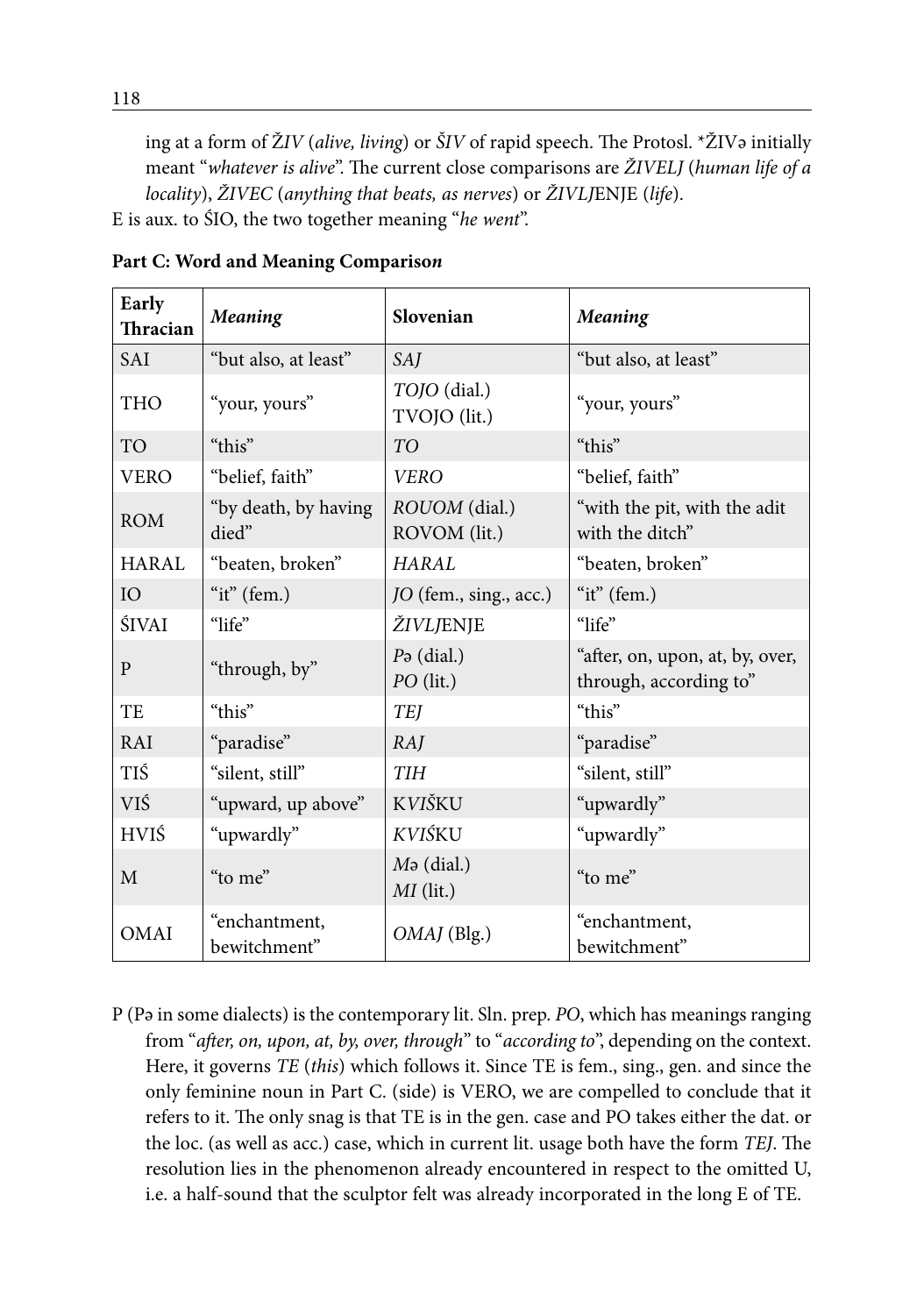ing at a form of *ŽIV* (*alive, living*) or *ŠIV* of rapid speech. The Protosl. *ŽIVə initially meant "*whatever is alive*". The current close comparisons are *ŽIVELJ* (*human life of a locality*), *ŽIVEC* (*anything that beats, as nerves*) or *ŽIVLJ*ENJE (*life*).

E is aux. to ŚIO, the two together meaning "*he went*".

**Part C: Word and Meaning Compariso*n***

| Early Thracian | *Meaning* | Slovenian | *Meaning* |
|---|---|---|---|
| SAI | "but also, at least" | *SAJ* | "but also, at least" |
| THO | "your, yours" | *TOJO* (dial.) TVOJO (lit.) | "your, yours" |
| TO | "this" | *TO* | "this" |
| VERO | "belief, faith" | *VERO* | "belief, faith" |
| ROM | "by death, by having died" | *ROUOM* (dial.) ROVOM (lit.) | "with the pit, with the adit with the ditch" |
| HARAL | "beaten, broken" | *HARAL* | "beaten, broken" |
| IO | "it" (fem.) | *JO* (fem., sing., acc.) | "it" (fem.) |
| ŚIVAI | "life" | *ŽIVLJ*ENJE | "life" |
| P | "through, by" | *Pə* (dial.) *PO* (lit.) | "after, on, upon, at, by, over, through, according to" |
| TE | "this" | *TEJ* | "this" |
| RAI | "paradise" | *RAJ* | "paradise" |
| TIŚ | "silent, still" | *TIH* | "silent, still" |
| VIŚ | "upward, up above" | K*VIŠ*KU | "upwardly" |
| HVIŚ | "upwardly" | *KVIŚ*KU | "upwardly" |
| M | "to me" | *Mə* (dial.) *MI* (lit.) | "to me" |
| OMAI | "enchantment, bewitchment" | *OMAJ* (Blg.) | "enchantment, bewitchment" |

P (Pə in some dialects) is the contemporary lit. Sln. prep. *PO*, which has meanings ranging from "*after, on, upon, at, by, over, through*" to "*according to*", depending on the context. Here, it governs *TE* (*this*) which follows it. Since TE is fem., sing., gen. and since the only feminine noun in Part C. (side) is VERO, we are compelled to conclude that it refers to it. The only snag is that TE is in the gen. case and PO takes either the dat. or the loc. (as well as acc.) case, which in current lit. usage both have the form *TEJ*. The resolution lies in the phenomenon already encountered in respect to the omitted U, i.e. a half-sound that the sculptor felt was already incorporated in the long E of TE.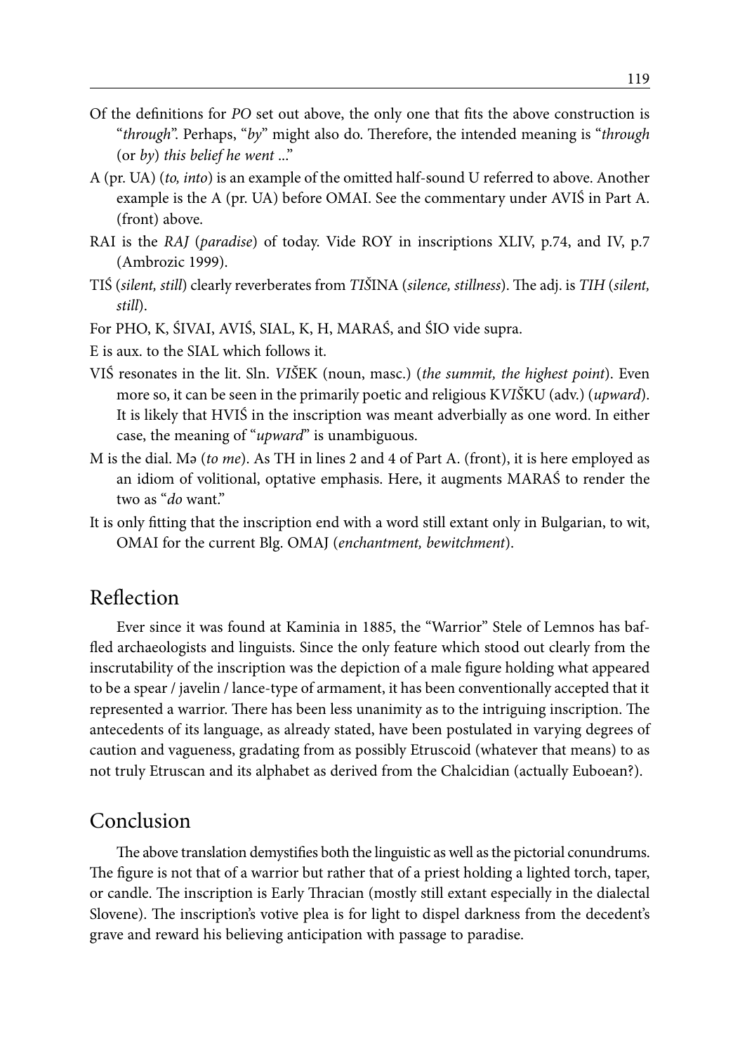Of the definitions for *PO* set out above, the only one that fits the above construction is "*through*". Perhaps, "*by*" might also do. Therefore, the intended meaning is "*through* (or *by*) *this belief he went* ..."

A (pr. UA) (*to, into*) is an example of the omitted half-sound U referred to above. Another example is the A (pr. UA) before OMAI. See the commentary under AVIŚ in Part A. (front) above.

RAI is the *RAJ* (*paradise*) of today. Vide ROY in inscriptions XLIV, p.74, and IV, p.7 (Ambrozic 1999).

TIŚ (*silent, still*) clearly reverberates from *TIŠ*INA (*silence, stillness*). The adj. is *TIH* (*silent, still*).

For PHO, K, ŚIVAI, AVIŚ, SIAL, K, H, MARAŚ, and ŚIO vide supra.

E is aux. to the SIAL which follows it.

VIŚ resonates in the lit. Sln. *VIŠ*EK (noun, masc.) (*the summit, the highest point*). Even more so, it can be seen in the primarily poetic and religious K*VIŠ*KU (adv.) (*upward*). It is likely that HVIŚ in the inscription was meant adverbially as one word. In either case, the meaning of "*upward*" is unambiguous.

M is the dial. Mə (*to me*). As TH in lines 2 and 4 of Part A. (front), it is here employed as an idiom of volitional, optative emphasis. Here, it augments MARAŚ to render the two as "*do* want."

It is only fitting that the inscription end with a word still extant only in Bulgarian, to wit, OMAI for the current Blg. OMAJ (*enchantment, bewitchment*).

## Reflection

Ever since it was found at Kaminia in 1885, the "Warrior" Stele of Lemnos has baffled archaeologists and linguists. Since the only feature which stood out clearly from the inscrutability of the inscription was the depiction of a male figure holding what appeared to be a spear / javelin / lance-type of armament, it has been conventionally accepted that it represented a warrior. There has been less unanimity as to the intriguing inscription. The antecedents of its language, as already stated, have been postulated in varying degrees of caution and vagueness, gradating from as possibly Etruscoid (whatever that means) to as not truly Etruscan and its alphabet as derived from the Chalcidian (actually Euboean?).

## Conclusion

The above translation demystifies both the linguistic as well as the pictorial conundrums. The figure is not that of a warrior but rather that of a priest holding a lighted torch, taper, or candle. The inscription is Early Thracian (mostly still extant especially in the dialectal Slovene). The inscription's votive plea is for light to dispel darkness from the decedent's grave and reward his believing anticipation with passage to paradise.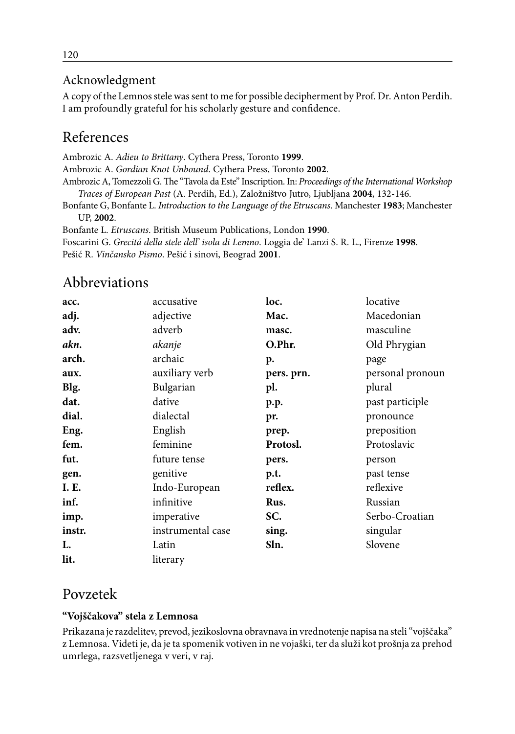## Acknowledgment

A copy of the Lemnos stele was sent to me for possible decipherment by Prof. Dr. Anton Perdih. I am profoundly grateful for his scholarly gesture and confidence.

## References

Ambrozic A. *Adieu to Brittany*. Cythera Press, Toronto **1999**.

Ambrozic A. *Gordian Knot Unbound*. Cythera Press, Toronto **2002**.

Ambrozic A, Tomezzoli G. The "Tavola da Este" Inscription. In: *Proceedings of the International Workshop Traces of European Past* (A. Perdih, Ed.), Založništvo Jutro, Ljubljana **2004**, 132-146.

Bonfante G, Bonfante L. *Introduction to the Language of the Etruscans*. Manchester **1983**; Manchester UP, **2002**.

Bonfante L. *Etruscans*. British Museum Publications, London **1990**.

Foscarini G. *Grecitá della stele dell' isola di Lemno*. Loggia de' Lanzi S. R. L., Firenze **1998**.

Pešić R. *Vinčansko Pismo*. Pešić i sinovi, Beograd **2001**.

## Abbreviations

| | | | |
|---|---|---|---|
| **acc.** | accusative | **loc.** | locative |
| **adj.** | adjective | **Mac.** | Macedonian |
| **adv.** | adverb | **masc.** | masculine |
| ***akn.*** | *akanje* | **O.Phr.** | Old Phrygian |
| **arch.** | archaic | **p.** | page |
| **aux.** | auxiliary verb | **pers. prn.** | personal pronoun |
| **Blg.** | Bulgarian | **pl.** | plural |
| **dat.** | dative | **p.p.** | past participle |
| **dial.** | dialectal | **pr.** | pronounce |
| **Eng.** | English | **prep.** | preposition |
| **fem.** | feminine | **Protosl.** | Protoslavic |
| **fut.** | future tense | **pers.** | person |
| **gen.** | genitive | **p.t.** | past tense |
| **I. E.** | Indo-European | **reflex.** | reflexive |
| **inf.** | infinitive | **Rus.** | Russian |
| **imp.** | imperative | **SC.** | Serbo-Croatian |
| **instr.** | instrumental case | **sing.** | singular |
| **L.** | Latin | **Sln.** | Slovene |
| **lit.** | literary | | |

## Povzetek

### "Vojščakova" stela z Lemnosa

Prikazana je razdelitev, prevod, jezikoslovna obravnava in vrednotenje napisa na steli "vojščaka" z Lemnosa. Videti je, da je ta spomenik votiven in ne vojaški, ter da služi kot prošnja za prehod umrlega, razsvetljenega v veri, v raj.